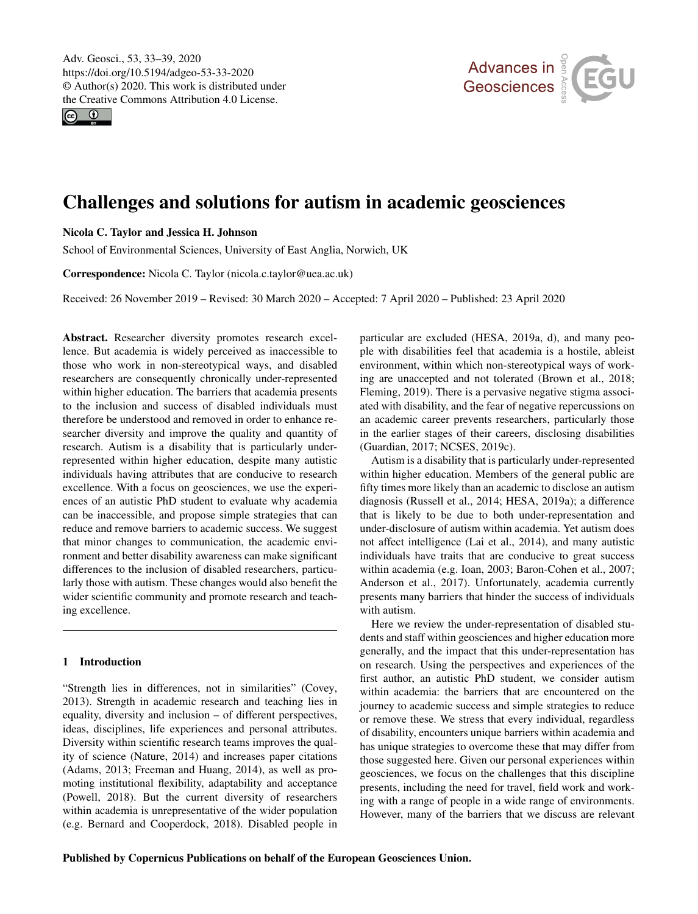Adv. Geosci., 53, 33–39, 2020
https://doi.org/10.5194/adgeo-53-33-2020
© Author(s) 2020. This work is distributed under
the Creative Commons Attribution 4.0 License.

# Challenges and solutions for autism in academic geosciences

**Nicola C. Taylor and Jessica H. Johnson**

School of Environmental Sciences, University of East Anglia, Norwich, UK

**Correspondence:** Nicola C. Taylor (nicola.c.taylor@uea.ac.uk)

Received: 26 November 2019 – Revised: 30 March 2020 – Accepted: 7 April 2020 – Published: 23 April 2020

**Abstract.** Researcher diversity promotes research excellence. But academia is widely perceived as inaccessible to those who work in non-stereotypical ways, and disabled researchers are consequently chronically under-represented within higher education. The barriers that academia presents to the inclusion and success of disabled individuals must therefore be understood and removed in order to enhance researcher diversity and improve the quality and quantity of research. Autism is a disability that is particularly under-represented within higher education, despite many autistic individuals having attributes that are conducive to research excellence. With a focus on geosciences, we use the experiences of an autistic PhD student to evaluate why academia can be inaccessible, and propose simple strategies that can reduce and remove barriers to academic success. We suggest that minor changes to communication, the academic environment and better disability awareness can make significant differences to the inclusion of disabled researchers, particularly those with autism. These changes would also benefit the wider scientific community and promote research and teaching excellence.

## 1 Introduction

"Strength lies in differences, not in similarities" (Covey, 2013). Strength in academic research and teaching lies in equality, diversity and inclusion – of different perspectives, ideas, disciplines, life experiences and personal attributes. Diversity within scientific research teams improves the quality of science (Nature, 2014) and increases paper citations (Adams, 2013; Freeman and Huang, 2014), as well as promoting institutional flexibility, adaptability and acceptance (Powell, 2018). But the current diversity of researchers within academia is unrepresentative of the wider population (e.g. Bernard and Cooperdock, 2018). Disabled people in particular are excluded (HESA, 2019a, d), and many people with disabilities feel that academia is a hostile, ableist environment, within which non-stereotypical ways of working are unaccepted and not tolerated (Brown et al., 2018; Fleming, 2019). There is a pervasive negative stigma associated with disability, and the fear of negative repercussions on an academic career prevents researchers, particularly those in the earlier stages of their careers, disclosing disabilities (Guardian, 2017; NCSES, 2019c).

Autism is a disability that is particularly under-represented within higher education. Members of the general public are fifty times more likely than an academic to disclose an autism diagnosis (Russell et al., 2014; HESA, 2019a); a difference that is likely to be due to both under-representation and under-disclosure of autism within academia. Yet autism does not affect intelligence (Lai et al., 2014), and many autistic individuals have traits that are conducive to great success within academia (e.g. Ioan, 2003; Baron-Cohen et al., 2007; Anderson et al., 2017). Unfortunately, academia currently presents many barriers that hinder the success of individuals with autism.

Here we review the under-representation of disabled students and staff within geosciences and higher education more generally, and the impact that this under-representation has on research. Using the perspectives and experiences of the first author, an autistic PhD student, we consider autism within academia: the barriers that are encountered on the journey to academic success and simple strategies to reduce or remove these. We stress that every individual, regardless of disability, encounters unique barriers within academia and has unique strategies to overcome these that may differ from those suggested here. Given our personal experiences within geosciences, we focus on the challenges that this discipline presents, including the need for travel, field work and working with a range of people in a wide range of environments. However, many of the barriers that we discuss are relevant

Published by Copernicus Publications on behalf of the European Geosciences Union.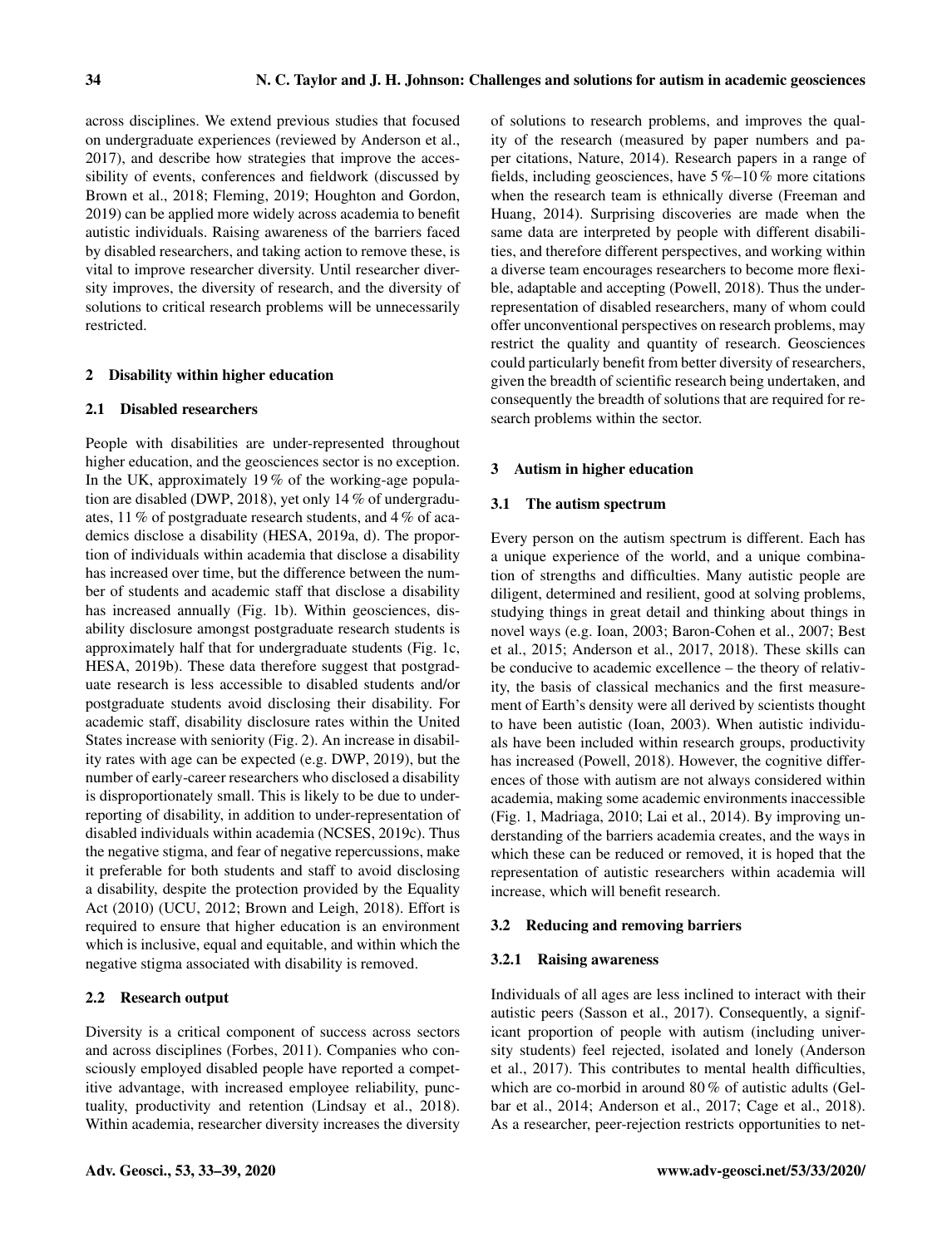across disciplines. We extend previous studies that focused on undergraduate experiences (reviewed by Anderson et al., 2017), and describe how strategies that improve the accessibility of events, conferences and fieldwork (discussed by Brown et al., 2018; Fleming, 2019; Houghton and Gordon, 2019) can be applied more widely across academia to benefit autistic individuals. Raising awareness of the barriers faced by disabled researchers, and taking action to remove these, is vital to improve researcher diversity. Until researcher diversity improves, the diversity of research, and the diversity of solutions to critical research problems will be unnecessarily restricted.

## 2 Disability within higher education

### 2.1 Disabled researchers

People with disabilities are under-represented throughout higher education, and the geosciences sector is no exception. In the UK, approximately 19 % of the working-age population are disabled (DWP, 2018), yet only 14 % of undergraduates, 11 % of postgraduate research students, and 4 % of academics disclose a disability (HESA, 2019a, d). The proportion of individuals within academia that disclose a disability has increased over time, but the difference between the number of students and academic staff that disclose a disability has increased annually (Fig. 1b). Within geosciences, disability disclosure amongst postgraduate research students is approximately half that for undergraduate students (Fig. 1c, HESA, 2019b). These data therefore suggest that postgraduate research is less accessible to disabled students and/or postgraduate students avoid disclosing their disability. For academic staff, disability disclosure rates within the United States increase with seniority (Fig. 2). An increase in disability rates with age can be expected (e.g. DWP, 2019), but the number of early-career researchers who disclosed a disability is disproportionately small. This is likely to be due to under-reporting of disability, in addition to under-representation of disabled individuals within academia (NCSES, 2019c). Thus the negative stigma, and fear of negative repercussions, make it preferable for both students and staff to avoid disclosing a disability, despite the protection provided by the Equality Act (2010) (UCU, 2012; Brown and Leigh, 2018). Effort is required to ensure that higher education is an environment which is inclusive, equal and equitable, and within which the negative stigma associated with disability is removed.

### 2.2 Research output

Diversity is a critical component of success across sectors and across disciplines (Forbes, 2011). Companies who consciously employed disabled people have reported a competitive advantage, with increased employee reliability, punctuality, productivity and retention (Lindsay et al., 2018). Within academia, researcher diversity increases the diversity of solutions to research problems, and improves the quality of the research (measured by paper numbers and paper citations, Nature, 2014). Research papers in a range of fields, including geosciences, have 5 %–10 % more citations when the research team is ethnically diverse (Freeman and Huang, 2014). Surprising discoveries are made when the same data are interpreted by people with different disabilities, and therefore different perspectives, and working within a diverse team encourages researchers to become more flexible, adaptable and accepting (Powell, 2018). Thus the under-representation of disabled researchers, many of whom could offer unconventional perspectives on research problems, may restrict the quality and quantity of research. Geosciences could particularly benefit from better diversity of researchers, given the breadth of scientific research being undertaken, and consequently the breadth of solutions that are required for research problems within the sector.

## 3 Autism in higher education

### 3.1 The autism spectrum

Every person on the autism spectrum is different. Each has a unique experience of the world, and a unique combination of strengths and difficulties. Many autistic people are diligent, determined and resilient, good at solving problems, studying things in great detail and thinking about things in novel ways (e.g. Ioan, 2003; Baron-Cohen et al., 2007; Best et al., 2015; Anderson et al., 2017, 2018). These skills can be conducive to academic excellence – the theory of relativity, the basis of classical mechanics and the first measurement of Earth's density were all derived by scientists thought to have been autistic (Ioan, 2003). When autistic individuals have been included within research groups, productivity has increased (Powell, 2018). However, the cognitive differences of those with autism are not always considered within academia, making some academic environments inaccessible (Fig. 1, Madriaga, 2010; Lai et al., 2014). By improving understanding of the barriers academia creates, and the ways in which these can be reduced or removed, it is hoped that the representation of autistic researchers within academia will increase, which will benefit research.

### 3.2 Reducing and removing barriers

#### 3.2.1 Raising awareness

Individuals of all ages are less inclined to interact with their autistic peers (Sasson et al., 2017). Consequently, a significant proportion of people with autism (including university students) feel rejected, isolated and lonely (Anderson et al., 2017). This contributes to mental health difficulties, which are co-morbid in around 80 % of autistic adults (Gelbar et al., 2014; Anderson et al., 2017; Cage et al., 2018). As a researcher, peer-rejection restricts opportunities to net-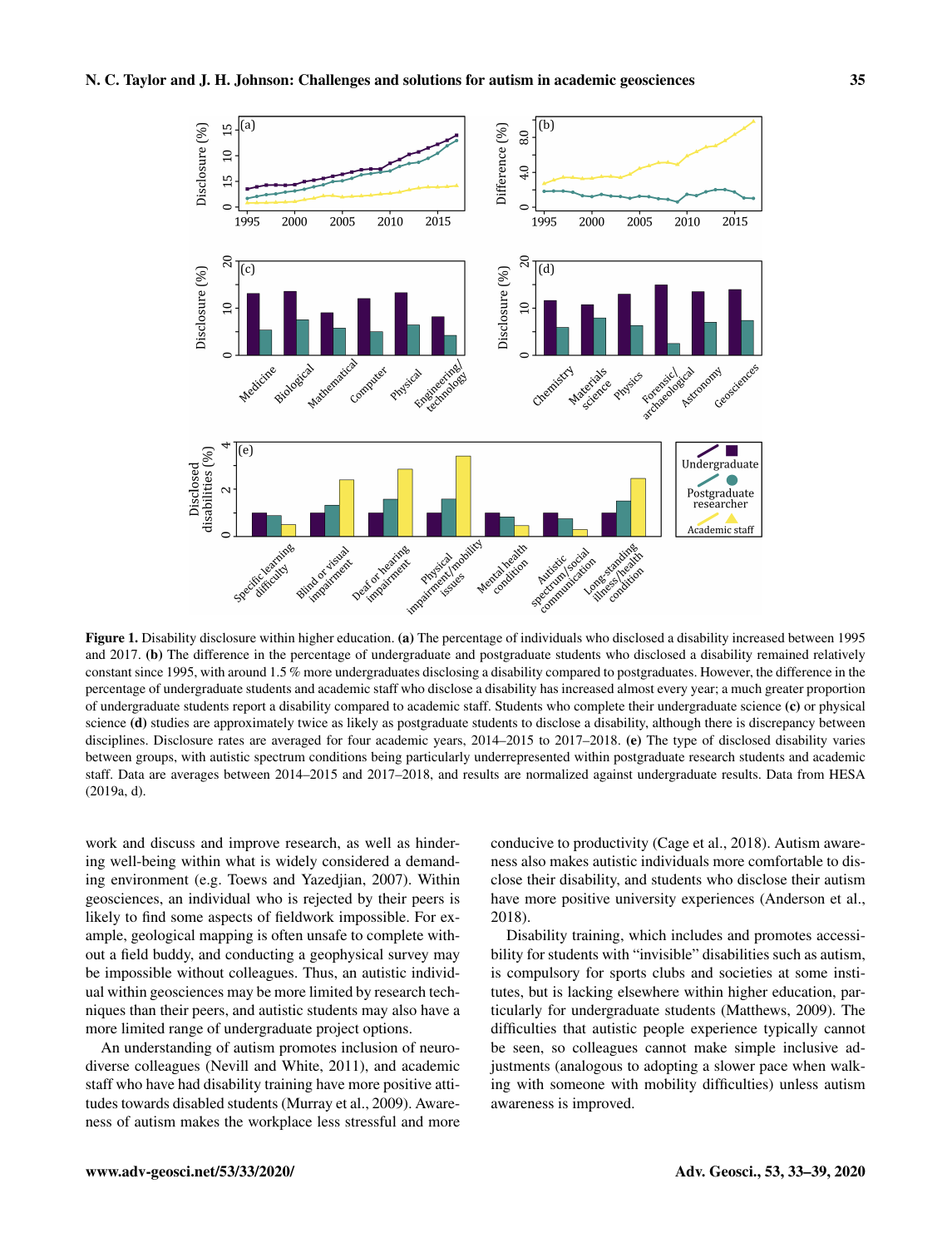**Figure 1.** Disability disclosure within higher education. **(a)** The percentage of individuals who disclosed a disability increased between 1995 and 2017. **(b)** The difference in the percentage of undergraduate and postgraduate students who disclosed a disability remained relatively constant since 1995, with around 1.5 % more undergraduates disclosing a disability compared to postgraduates. However, the difference in the percentage of undergraduate students and academic staff who disclose a disability has increased almost every year; a much greater proportion of undergraduate students report a disability compared to academic staff. Students who complete their undergraduate science **(c)** or physical science **(d)** studies are approximately twice as likely as postgraduate students to disclose a disability, although there is discrepancy between disciplines. Disclosure rates are averaged for four academic years, 2014–2015 to 2017–2018. **(e)** The type of disclosed disability varies between groups, with autistic spectrum conditions being particularly underrepresented within postgraduate research students and academic staff. Data are averages between 2014–2015 and 2017–2018, and results are normalized against undergraduate results. Data from HESA (2019a, d).

work and discuss and improve research, as well as hindering well-being within what is widely considered a demanding environment (e.g. Toews and Yazedjian, 2007). Within geosciences, an individual who is rejected by their peers is likely to find some aspects of fieldwork impossible. For example, geological mapping is often unsafe to complete without a field buddy, and conducting a geophysical survey may be impossible without colleagues. Thus, an autistic individual within geosciences may be more limited by research techniques than their peers, and autistic students may also have a more limited range of undergraduate project options.

An understanding of autism promotes inclusion of neurodiverse colleagues (Nevill and White, 2011), and academic staff who have had disability training have more positive attitudes towards disabled students (Murray et al., 2009). Awareness of autism makes the workplace less stressful and more conducive to productivity (Cage et al., 2018). Autism awareness also makes autistic individuals more comfortable to disclose their disability, and students who disclose their autism have more positive university experiences (Anderson et al., 2018).

Disability training, which includes and promotes accessibility for students with "invisible" disabilities such as autism, is compulsory for sports clubs and societies at some institutes, but is lacking elsewhere within higher education, particularly for undergraduate students (Matthews, 2009). The difficulties that autistic people experience typically cannot be seen, so colleagues cannot make simple inclusive adjustments (analogous to adopting a slower pace when walking with someone with mobility difficulties) unless autism awareness is improved.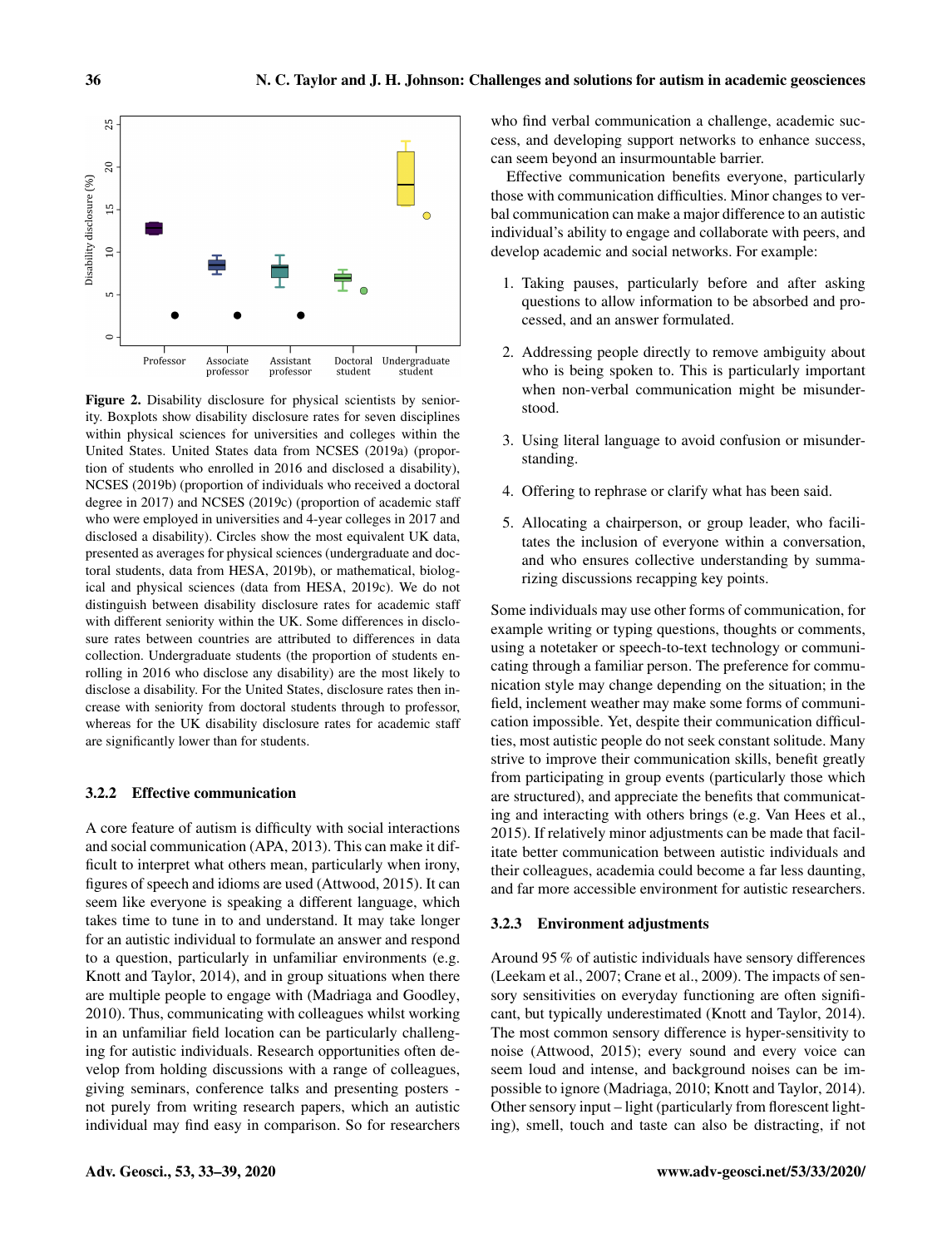**Figure 2.** Disability disclosure for physical scientists by seniority. Boxplots show disability disclosure rates for seven disciplines within physical sciences for universities and colleges within the United States. United States data from NCSES (2019a) (proportion of students who enrolled in 2016 and disclosed a disability), NCSES (2019b) (proportion of individuals who received a doctoral degree in 2017) and NCSES (2019c) (proportion of academic staff who were employed in universities and 4-year colleges in 2017 and disclosed a disability). Circles show the most equivalent UK data, presented as averages for physical sciences (undergraduate and doctoral students, data from HESA, 2019b), or mathematical, biological and physical sciences (data from HESA, 2019c). We do not distinguish between disability disclosure rates for academic staff with different seniority within the UK. Some differences in disclosure rates between countries are attributed to differences in data collection. Undergraduate students (the proportion of students enrolling in 2016 who disclose any disability) are the most likely to disclose a disability. For the United States, disclosure rates then increase with seniority from doctoral students through to professor, whereas for the UK disability disclosure rates for academic staff are significantly lower than for students.

### 3.2.2 Effective communication

A core feature of autism is difficulty with social interactions and social communication (APA, 2013). This can make it difficult to interpret what others mean, particularly when irony, figures of speech and idioms are used (Attwood, 2015). It can seem like everyone is speaking a different language, which takes time to tune in to and understand. It may take longer for an autistic individual to formulate an answer and respond to a question, particularly in unfamiliar environments (e.g. Knott and Taylor, 2014), and in group situations when there are multiple people to engage with (Madriaga and Goodley, 2010). Thus, communicating with colleagues whilst working in an unfamiliar field location can be particularly challenging for autistic individuals. Research opportunities often develop from holding discussions with a range of colleagues, giving seminars, conference talks and presenting posters - not purely from writing research papers, which an autistic individual may find easy in comparison. So for researchers who find verbal communication a challenge, academic success, and developing support networks to enhance success, can seem beyond an insurmountable barrier.

Effective communication benefits everyone, particularly those with communication difficulties. Minor changes to verbal communication can make a major difference to an autistic individual's ability to engage and collaborate with peers, and develop academic and social networks. For example:

1. Taking pauses, particularly before and after asking questions to allow information to be absorbed and processed, and an answer formulated.

2. Addressing people directly to remove ambiguity about who is being spoken to. This is particularly important when non-verbal communication might be misunderstood.

3. Using literal language to avoid confusion or misunderstanding.

4. Offering to rephrase or clarify what has been said.

5. Allocating a chairperson, or group leader, who facilitates the inclusion of everyone within a conversation, and who ensures collective understanding by summarizing discussions recapping key points.

Some individuals may use other forms of communication, for example writing or typing questions, thoughts or comments, using a notetaker or speech-to-text technology or communicating through a familiar person. The preference for communication style may change depending on the situation; in the field, inclement weather may make some forms of communication impossible. Yet, despite their communication difficulties, most autistic people do not seek constant solitude. Many strive to improve their communication skills, benefit greatly from participating in group events (particularly those which are structured), and appreciate the benefits that communicating and interacting with others brings (e.g. Van Hees et al., 2015). If relatively minor adjustments can be made that facilitate better communication between autistic individuals and their colleagues, academia could become a far less daunting, and far more accessible environment for autistic researchers.

### 3.2.3 Environment adjustments

Around 95 % of autistic individuals have sensory differences (Leekam et al., 2007; Crane et al., 2009). The impacts of sensory sensitivities on everyday functioning are often significant, but typically underestimated (Knott and Taylor, 2014). The most common sensory difference is hyper-sensitivity to noise (Attwood, 2015); every sound and every voice can seem loud and intense, and background noises can be impossible to ignore (Madriaga, 2010; Knott and Taylor, 2014). Other sensory input – light (particularly from florescent lighting), smell, touch and taste can also be distracting, if not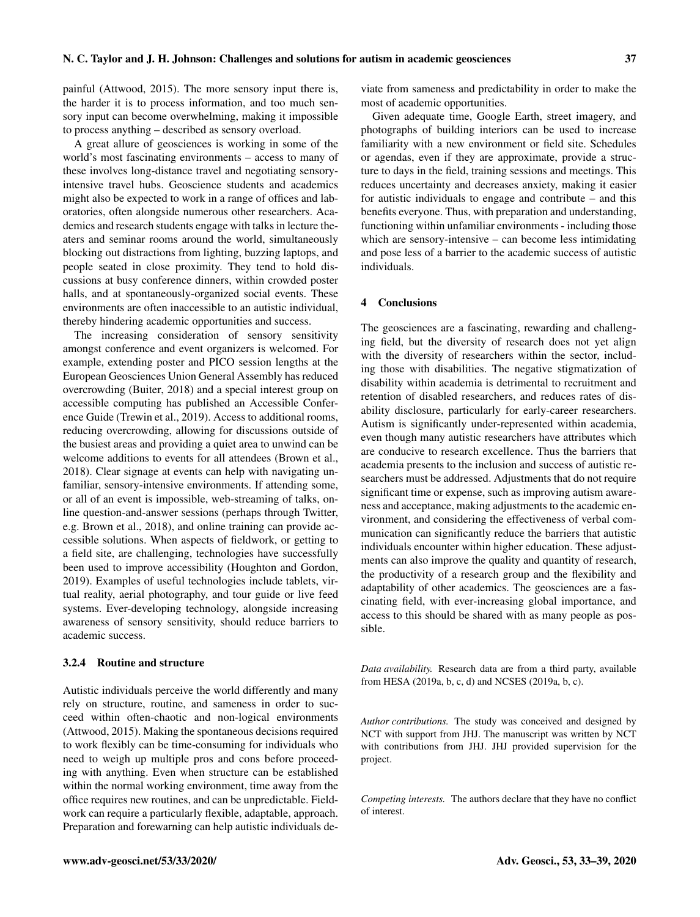painful (Attwood, 2015). The more sensory input there is, the harder it is to process information, and too much sensory input can become overwhelming, making it impossible to process anything – described as sensory overload.

A great allure of geosciences is working in some of the world's most fascinating environments – access to many of these involves long-distance travel and negotiating sensory-intensive travel hubs. Geoscience students and academics might also be expected to work in a range of offices and laboratories, often alongside numerous other researchers. Academics and research students engage with talks in lecture theaters and seminar rooms around the world, simultaneously blocking out distractions from lighting, buzzing laptops, and people seated in close proximity. They tend to hold discussions at busy conference dinners, within crowded poster halls, and at spontaneously-organized social events. These environments are often inaccessible to an autistic individual, thereby hindering academic opportunities and success.

The increasing consideration of sensory sensitivity amongst conference and event organizers is welcomed. For example, extending poster and PICO session lengths at the European Geosciences Union General Assembly has reduced overcrowding (Buiter, 2018) and a special interest group on accessible computing has published an Accessible Conference Guide (Trewin et al., 2019). Access to additional rooms, reducing overcrowding, allowing for discussions outside of the busiest areas and providing a quiet area to unwind can be welcome additions to events for all attendees (Brown et al., 2018). Clear signage at events can help with navigating unfamiliar, sensory-intensive environments. If attending some, or all of an event is impossible, web-streaming of talks, online question-and-answer sessions (perhaps through Twitter, e.g. Brown et al., 2018), and online training can provide accessible solutions. When aspects of fieldwork, or getting to a field site, are challenging, technologies have successfully been used to improve accessibility (Houghton and Gordon, 2019). Examples of useful technologies include tablets, virtual reality, aerial photography, and tour guide or live feed systems. Ever-developing technology, alongside increasing awareness of sensory sensitivity, should reduce barriers to academic success.

#### 3.2.4 Routine and structure

Autistic individuals perceive the world differently and many rely on structure, routine, and sameness in order to succeed within often-chaotic and non-logical environments (Attwood, 2015). Making the spontaneous decisions required to work flexibly can be time-consuming for individuals who need to weigh up multiple pros and cons before proceeding with anything. Even when structure can be established within the normal working environment, time away from the office requires new routines, and can be unpredictable. Fieldwork can require a particularly flexible, adaptable, approach. Preparation and forewarning can help autistic individuals deviate from sameness and predictability in order to make the most of academic opportunities.

Given adequate time, Google Earth, street imagery, and photographs of building interiors can be used to increase familiarity with a new environment or field site. Schedules or agendas, even if they are approximate, provide a structure to days in the field, training sessions and meetings. This reduces uncertainty and decreases anxiety, making it easier for autistic individuals to engage and contribute – and this benefits everyone. Thus, with preparation and understanding, functioning within unfamiliar environments - including those which are sensory-intensive – can become less intimidating and pose less of a barrier to the academic success of autistic individuals.

## 4 Conclusions

The geosciences are a fascinating, rewarding and challenging field, but the diversity of research does not yet align with the diversity of researchers within the sector, including those with disabilities. The negative stigmatization of disability within academia is detrimental to recruitment and retention of disabled researchers, and reduces rates of disability disclosure, particularly for early-career researchers. Autism is significantly under-represented within academia, even though many autistic researchers have attributes which are conducive to research excellence. Thus the barriers that academia presents to the inclusion and success of autistic researchers must be addressed. Adjustments that do not require significant time or expense, such as improving autism awareness and acceptance, making adjustments to the academic environment, and considering the effectiveness of verbal communication can significantly reduce the barriers that autistic individuals encounter within higher education. These adjustments can also improve the quality and quantity of research, the productivity of a research group and the flexibility and adaptability of other academics. The geosciences are a fascinating field, with ever-increasing global importance, and access to this should be shared with as many people as possible.

*Data availability.* Research data are from a third party, available from HESA (2019a, b, c, d) and NCSES (2019a, b, c).

*Author contributions.* The study was conceived and designed by NCT with support from JHJ. The manuscript was written by NCT with contributions from JHJ. JHJ provided supervision for the project.

*Competing interests.* The authors declare that they have no conflict of interest.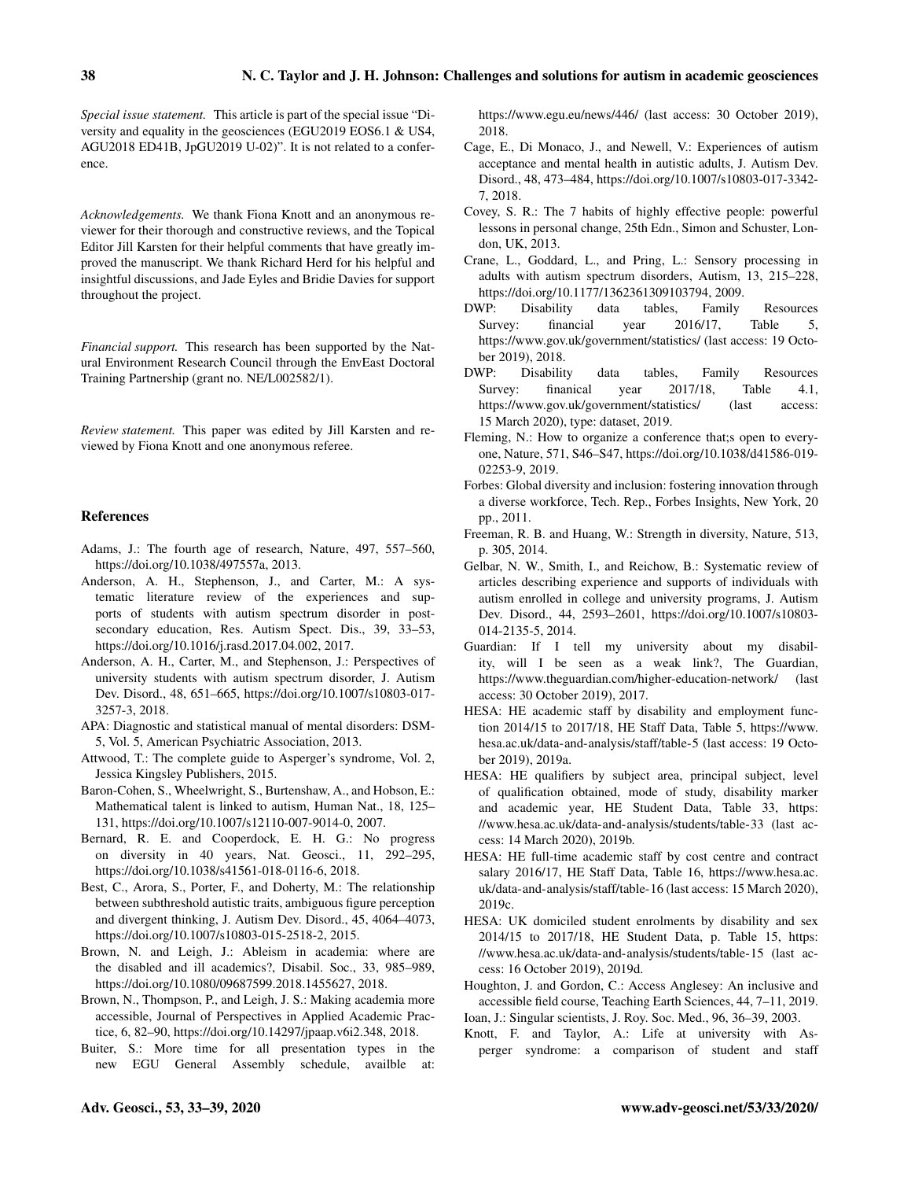*Special issue statement.* This article is part of the special issue "Diversity and equality in the geosciences (EGU2019 EOS6.1 & US4, AGU2018 ED41B, JpGU2019 U-02)". It is not related to a conference.

*Acknowledgements.* We thank Fiona Knott and an anonymous reviewer for their thorough and constructive reviews, and the Topical Editor Jill Karsten for their helpful comments that have greatly improved the manuscript. We thank Richard Herd for his helpful and insightful discussions, and Jade Eyles and Bridie Davies for support throughout the project.

*Financial support.* This research has been supported by the Natural Environment Research Council through the EnvEast Doctoral Training Partnership (grant no. NE/L002582/1).

*Review statement.* This paper was edited by Jill Karsten and reviewed by Fiona Knott and one anonymous referee.

## References

Adams, J.: The fourth age of research, Nature, 497, 557–560, https://doi.org/10.1038/497557a, 2013.

Anderson, A. H., Stephenson, J., and Carter, M.: A systematic literature review of the experiences and supports of students with autism spectrum disorder in post-secondary education, Res. Autism Spect. Dis., 39, 33–53, https://doi.org/10.1016/j.rasd.2017.04.002, 2017.

Anderson, A. H., Carter, M., and Stephenson, J.: Perspectives of university students with autism spectrum disorder, J. Autism Dev. Disord., 48, 651–665, https://doi.org/10.1007/s10803-017-3257-3, 2018.

APA: Diagnostic and statistical manual of mental disorders: DSM-5, Vol. 5, American Psychiatric Association, 2013.

Attwood, T.: The complete guide to Asperger's syndrome, Vol. 2, Jessica Kingsley Publishers, 2015.

Baron-Cohen, S., Wheelwright, S., Burtenshaw, A., and Hobson, E.: Mathematical talent is linked to autism, Human Nat., 18, 125–131, https://doi.org/10.1007/s12110-007-9014-0, 2007.

Bernard, R. E. and Cooperdock, E. H. G.: No progress on diversity in 40 years, Nat. Geosci., 11, 292–295, https://doi.org/10.1038/s41561-018-0116-6, 2018.

Best, C., Arora, S., Porter, F., and Doherty, M.: The relationship between subthreshold autistic traits, ambiguous figure perception and divergent thinking, J. Autism Dev. Disord., 45, 4064–4073, https://doi.org/10.1007/s10803-015-2518-2, 2015.

Brown, N. and Leigh, J.: Ableism in academia: where are the disabled and ill academics?, Disabil. Soc., 33, 985–989, https://doi.org/10.1080/09687599.2018.1455627, 2018.

Brown, N., Thompson, P., and Leigh, J. S.: Making academia more accessible, Journal of Perspectives in Applied Academic Practice, 6, 82–90, https://doi.org/10.14297/jpaap.v6i2.348, 2018.

Buiter, S.: More time for all presentation types in the new EGU General Assembly schedule, availble at: https://www.egu.eu/news/446/ (last access: 30 October 2019), 2018.

Cage, E., Di Monaco, J., and Newell, V.: Experiences of autism acceptance and mental health in autistic adults, J. Autism Dev. Disord., 48, 473–484, https://doi.org/10.1007/s10803-017-3342-7, 2018.

Covey, S. R.: The 7 habits of highly effective people: powerful lessons in personal change, 25th Edn., Simon and Schuster, London, UK, 2013.

Crane, L., Goddard, L., and Pring, L.: Sensory processing in adults with autism spectrum disorders, Autism, 13, 215–228, https://doi.org/10.1177/1362361309103794, 2009.

DWP: Disability data tables, Family Resources Survey: financial year 2016/17, Table 5, https://www.gov.uk/government/statistics/ (last access: 19 October 2019), 2018.

DWP: Disability data tables, Family Resources Survey: finanical year 2017/18, Table 4.1, https://www.gov.uk/government/statistics/ (last access: 15 March 2020), type: dataset, 2019.

Fleming, N.: How to organize a conference that;s open to everyone, Nature, 571, S46–S47, https://doi.org/10.1038/d41586-019-02253-9, 2019.

Forbes: Global diversity and inclusion: fostering innovation through a diverse workforce, Tech. Rep., Forbes Insights, New York, 20 pp., 2011.

Freeman, R. B. and Huang, W.: Strength in diversity, Nature, 513, p. 305, 2014.

Gelbar, N. W., Smith, I., and Reichow, B.: Systematic review of articles describing experience and supports of individuals with autism enrolled in college and university programs, J. Autism Dev. Disord., 44, 2593–2601, https://doi.org/10.1007/s10803-014-2135-5, 2014.

Guardian: If I tell my university about my disability, will I be seen as a weak link?, The Guardian, https://www.theguardian.com/higher-education-network/ (last access: 30 October 2019), 2017.

HESA: HE academic staff by disability and employment function 2014/15 to 2017/18, HE Staff Data, Table 5, https://www.hesa.ac.uk/data-and-analysis/staff/table-5 (last access: 19 October 2019), 2019a.

HESA: HE qualifiers by subject area, principal subject, level of qualification obtained, mode of study, disability marker and academic year, HE Student Data, Table 33, https://www.hesa.ac.uk/data-and-analysis/students/table-33 (last access: 14 March 2020), 2019b.

HESA: HE full-time academic staff by cost centre and contract salary 2016/17, HE Staff Data, Table 16, https://www.hesa.ac.uk/data-and-analysis/staff/table-16 (last access: 15 March 2020), 2019c.

HESA: UK domiciled student enrolments by disability and sex 2014/15 to 2017/18, HE Student Data, p. Table 15, https://www.hesa.ac.uk/data-and-analysis/students/table-15 (last access: 16 October 2019), 2019d.

Houghton, J. and Gordon, C.: Access Anglesey: An inclusive and accessible field course, Teaching Earth Sciences, 44, 7–11, 2019.

Ioan, J.: Singular scientists, J. Roy. Soc. Med., 96, 36–39, 2003.

Knott, F. and Taylor, A.: Life at university with Asperger syndrome: a comparison of student and staff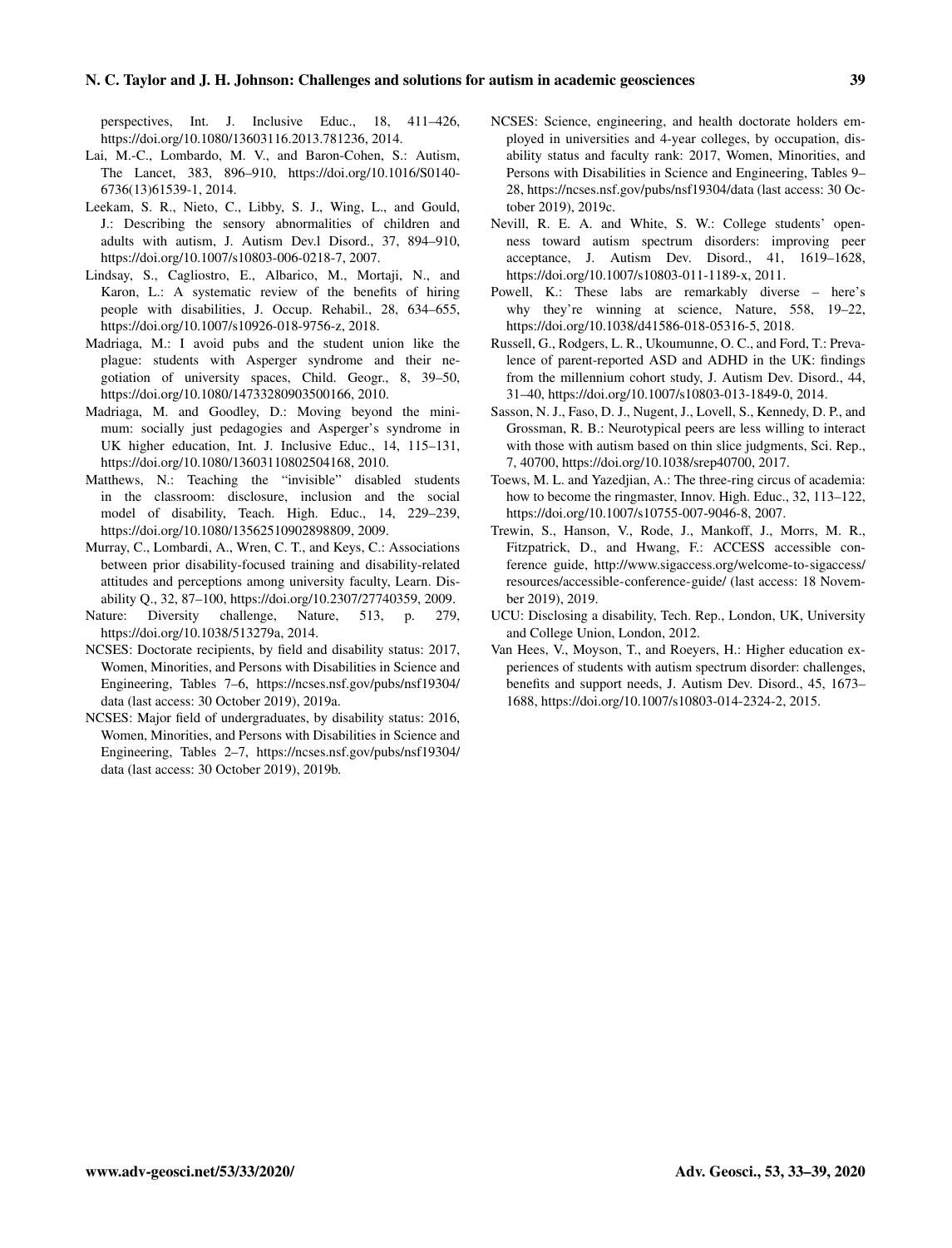perspectives, Int. J. Inclusive Educ., 18, 411–426, https://doi.org/10.1080/13603116.2013.781236, 2014.

Lai, M.-C., Lombardo, M. V., and Baron-Cohen, S.: Autism, The Lancet, 383, 896–910, https://doi.org/10.1016/S0140-6736(13)61539-1, 2014.

Leekam, S. R., Nieto, C., Libby, S. J., Wing, L., and Gould, J.: Describing the sensory abnormalities of children and adults with autism, J. Autism Dev.l Disord., 37, 894–910, https://doi.org/10.1007/s10803-006-0218-7, 2007.

Lindsay, S., Cagliostro, E., Albarico, M., Mortaji, N., and Karon, L.: A systematic review of the benefits of hiring people with disabilities, J. Occup. Rehabil., 28, 634–655, https://doi.org/10.1007/s10926-018-9756-z, 2018.

Madriaga, M.: I avoid pubs and the student union like the plague: students with Asperger syndrome and their negotiation of university spaces, Child. Geogr., 8, 39–50, https://doi.org/10.1080/14733280903500166, 2010.

Madriaga, M. and Goodley, D.: Moving beyond the minimum: socially just pedagogies and Asperger's syndrome in UK higher education, Int. J. Inclusive Educ., 14, 115–131, https://doi.org/10.1080/13603110802504168, 2010.

Matthews, N.: Teaching the "invisible" disabled students in the classroom: disclosure, inclusion and the social model of disability, Teach. High. Educ., 14, 229–239, https://doi.org/10.1080/13562510902898809, 2009.

Murray, C., Lombardi, A., Wren, C. T., and Keys, C.: Associations between prior disability-focused training and disability-related attitudes and perceptions among university faculty, Learn. Disability Q., 32, 87–100, https://doi.org/10.2307/27740359, 2009.

Nature: Diversity challenge, Nature, 513, p. 279, https://doi.org/10.1038/513279a, 2014.

NCSES: Doctorate recipients, by field and disability status: 2017, Women, Minorities, and Persons with Disabilities in Science and Engineering, Tables 7–6, https://ncses.nsf.gov/pubs/nsf19304/data (last access: 30 October 2019), 2019a.

NCSES: Major field of undergraduates, by disability status: 2016, Women, Minorities, and Persons with Disabilities in Science and Engineering, Tables 2–7, https://ncses.nsf.gov/pubs/nsf19304/data (last access: 30 October 2019), 2019b.

NCSES: Science, engineering, and health doctorate holders employed in universities and 4-year colleges, by occupation, disability status and faculty rank: 2017, Women, Minorities, and Persons with Disabilities in Science and Engineering, Tables 9–28, https://ncses.nsf.gov/pubs/nsf19304/data (last access: 30 October 2019), 2019c.

Nevill, R. E. A. and White, S. W.: College students' openness toward autism spectrum disorders: improving peer acceptance, J. Autism Dev. Disord., 41, 1619–1628, https://doi.org/10.1007/s10803-011-1189-x, 2011.

Powell, K.: These labs are remarkably diverse – here's why they're winning at science, Nature, 558, 19–22, https://doi.org/10.1038/d41586-018-05316-5, 2018.

Russell, G., Rodgers, L. R., Ukoumunne, O. C., and Ford, T.: Prevalence of parent-reported ASD and ADHD in the UK: findings from the millennium cohort study, J. Autism Dev. Disord., 44, 31–40, https://doi.org/10.1007/s10803-013-1849-0, 2014.

Sasson, N. J., Faso, D. J., Nugent, J., Lovell, S., Kennedy, D. P., and Grossman, R. B.: Neurotypical peers are less willing to interact with those with autism based on thin slice judgments, Sci. Rep., 7, 40700, https://doi.org/10.1038/srep40700, 2017.

Toews, M. L. and Yazedjian, A.: The three-ring circus of academia: how to become the ringmaster, Innov. High. Educ., 32, 113–122, https://doi.org/10.1007/s10755-007-9046-8, 2007.

Trewin, S., Hanson, V., Rode, J., Mankoff, J., Morrs, M. R., Fitzpatrick, D., and Hwang, F.: ACCESS accessible conference guide, http://www.sigaccess.org/welcome-to-sigaccess/resources/accessible-conference-guide/ (last access: 18 November 2019), 2019.

UCU: Disclosing a disability, Tech. Rep., London, UK, University and College Union, London, 2012.

Van Hees, V., Moyson, T., and Roeyers, H.: Higher education experiences of students with autism spectrum disorder: challenges, benefits and support needs, J. Autism Dev. Disord., 45, 1673–1688, https://doi.org/10.1007/s10803-014-2324-2, 2015.